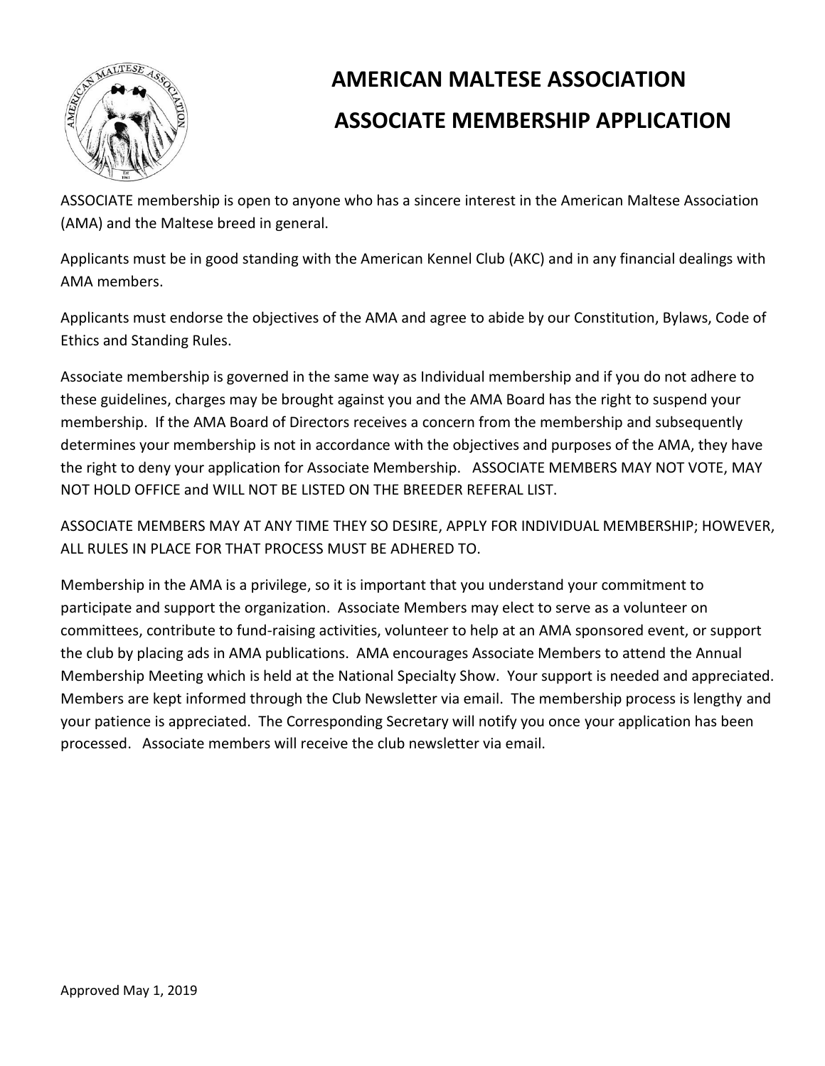# AMERICAN MALTESE ASSOCIATION

# ASSOCIATE MEMBERSHIP APPLICATION

ASSOCIATE membership is open to anyone who has a sincere interest in the American Maltese Association (AMA) and the Maltese breed in general.

Applicants must be in good standing with the American Kennel Club (AKC) and in any financial dealings with AMA members.

Applicants must endorse the objectives of the AMA and agree to abide by our Constitution, Bylaws, Code of Ethics and Standing Rules.

Associate membership is governed in the same way as Individual membership and if you do not adhere to these guidelines, charges may be brought against you and the AMA Board has the right to suspend your membership. If the AMA Board of Directors receives a concern from the membership and subsequently determines your membership is not in accordance with the objectives and purposes of the AMA, they have the right to deny your application for Associate Membership. ASSOCIATE MEMBERS MAY NOT VOTE, MAY NOT HOLD OFFICE and WILL NOT BE LISTED ON THE BREEDER REFERAL LIST.

ASSOCIATE MEMBERS MAY AT ANY TIME THEY SO DESIRE, APPLY FOR INDIVIDUAL MEMBERSHIP; HOWEVER, ALL RULES IN PLACE FOR THAT PROCESS MUST BE ADHERED TO.

Membership in the AMA is a privilege, so it is important that you understand your commitment to participate and support the organization. Associate Members may elect to serve as a volunteer on committees, contribute to fund-raising activities, volunteer to help at an AMA sponsored event, or support the club by placing ads in AMA publications. AMA encourages Associate Members to attend the Annual Membership Meeting which is held at the National Specialty Show. Your support is needed and appreciated. Members are kept informed through the Club Newsletter via email. The membership process is lengthy and your patience is appreciated. The Corresponding Secretary will notify you once your application has been processed. Associate members will receive the club newsletter via email.

Approved May 1, 2019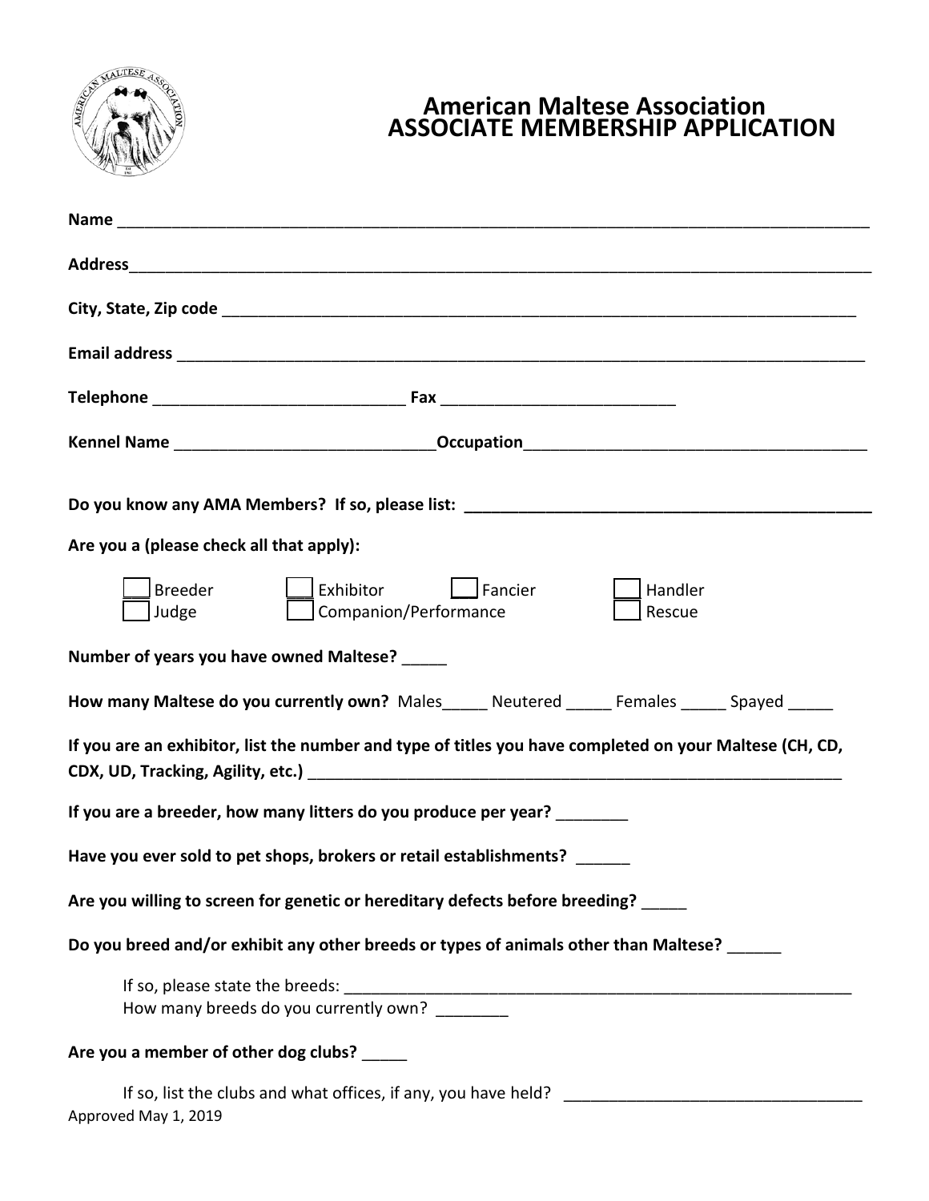# American Maltese Association
## ASSOCIATE MEMBERSHIP APPLICATION

**Name** ______________________________________________________________________________

**Address**_____________________________________________________________________________

**City, State, Zip code** ________________________________________________________________

**Email address** _______________________________________________________________________

**Telephone** ____________________________ **Fax** __________________________

**Kennel Name** _____________________________**Occupation**______________________________________

**Do you know any AMA Members? If so, please list:** _____________________________________________

**Are you a (please check all that apply):**

- [ ] Breeder
- [ ] Exhibitor
- [ ] Fancier
- [ ] Handler
- [ ] Judge
- [ ] Companion/Performance
- [ ] Rescue

**Number of years you have owned Maltese?** _____

**How many Maltese do you currently own?** Males_____ Neutered _____ Females _____ Spayed _____

**If you are an exhibitor, list the number and type of titles you have completed on your Maltese (CH, CD, CDX, UD, Tracking, Agility, etc.)** _______________________________________________________________

**If you are a breeder, how many litters do you produce per year?** ________

**Have you ever sold to pet shops, brokers or retail establishments?** ______

**Are you willing to screen for genetic or hereditary defects before breeding?** _____

**Do you breed and/or exhibit any other breeds or types of animals other than Maltese?** ______

If so, please state the breeds: ___________________________________________________________
How many breeds do you currently own? ________

**Are you a member of other dog clubs?** _____

If so, list the clubs and what offices, if any, you have held? __________________________________

Approved May 1, 2019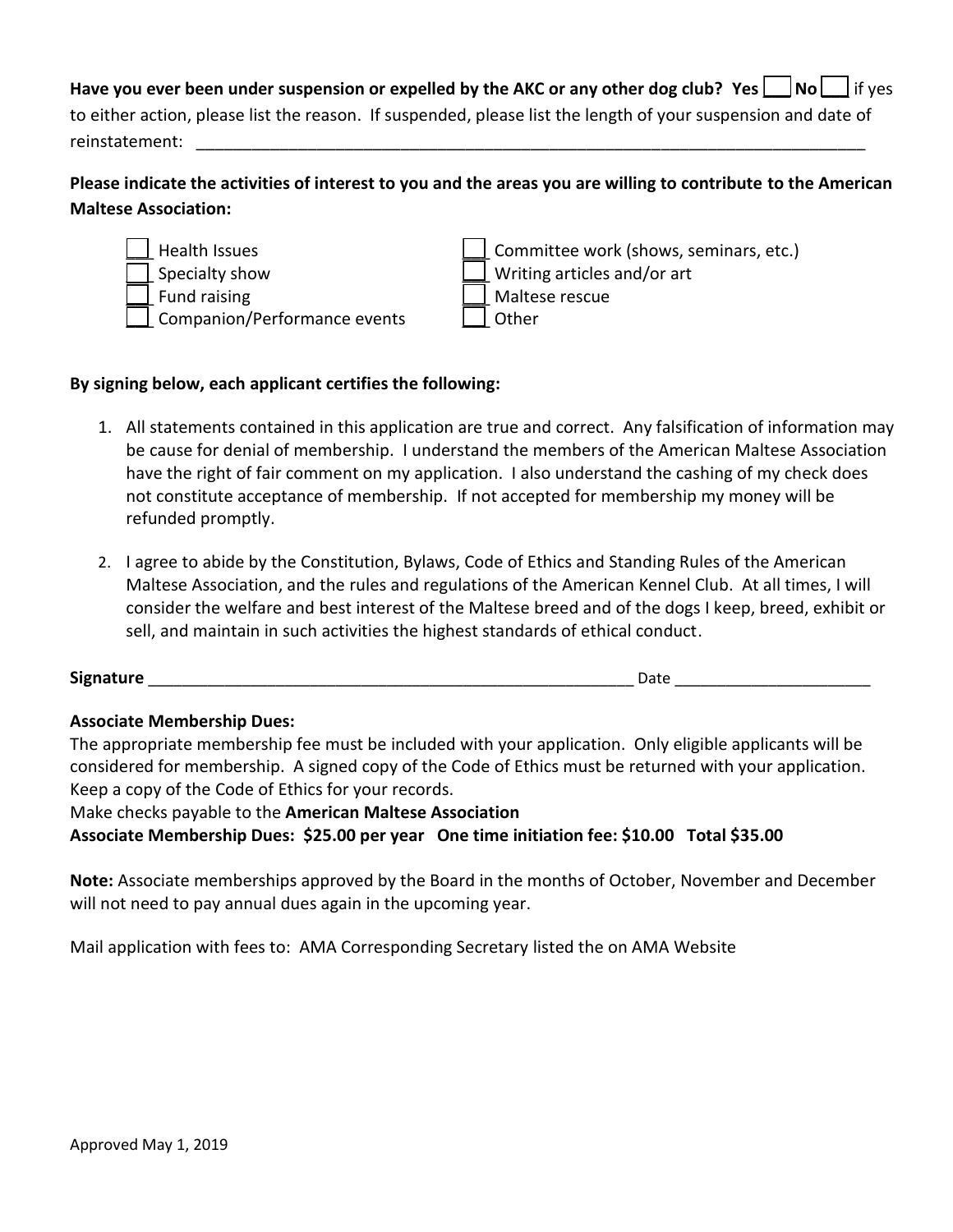**Have you ever been under suspension or expelled by the AKC or any other dog club? Yes ___ No ___** if yes to either action, please list the reason. If suspended, please list the length of your suspension and date of reinstatement: ___________________________________________________________________________

**Please indicate the activities of interest to you and the areas you are willing to contribute to the American Maltese Association:**

___ Health Issues
___ Specialty show
___ Fund raising
___ Companion/Performance events
___ Committee work (shows, seminars, etc.)
___ Writing articles and/or art
___ Maltese rescue
___ Other

**By signing below, each applicant certifies the following:**

1. All statements contained in this application are true and correct. Any falsification of information may be cause for denial of membership. I understand the members of the American Maltese Association have the right of fair comment on my application. I also understand the cashing of my check does not constitute acceptance of membership. If not accepted for membership my money will be refunded promptly.

2. I agree to abide by the Constitution, Bylaws, Code of Ethics and Standing Rules of the American Maltese Association, and the rules and regulations of the American Kennel Club. At all times, I will consider the welfare and best interest of the Maltese breed and of the dogs I keep, breed, exhibit or sell, and maintain in such activities the highest standards of ethical conduct.

**Signature** ________________________________________________________ Date _____________________

**Associate Membership Dues:**
The appropriate membership fee must be included with your application. Only eligible applicants will be considered for membership. A signed copy of the Code of Ethics must be returned with your application. Keep a copy of the Code of Ethics for your records.
Make checks payable to the **American Maltese Association**
**Associate Membership Dues: $25.00 per year One time initiation fee: $10.00 Total $35.00**

**Note:** Associate memberships approved by the Board in the months of October, November and December will not need to pay annual dues again in the upcoming year.

Mail application with fees to: AMA Corresponding Secretary listed the on AMA Website

Approved May 1, 2019